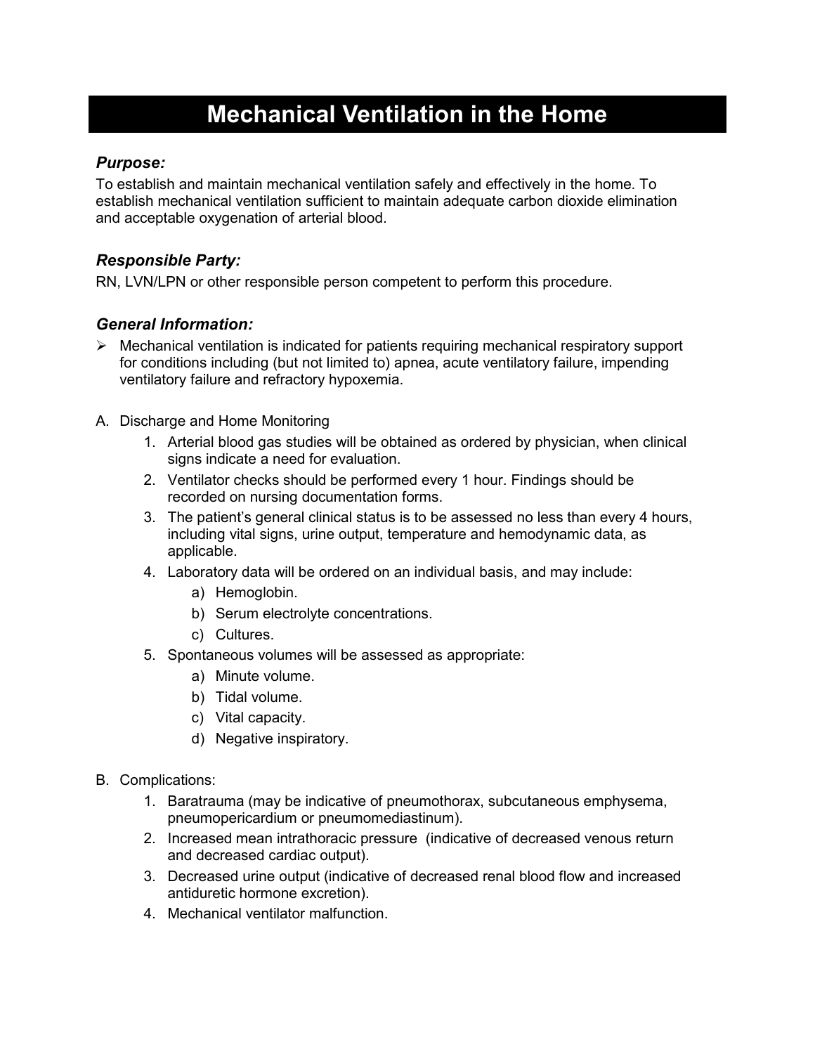# Mechanical Ventilation in the Home

### *Purpose:*

To establish and maintain mechanical ventilation safely and effectively in the home. To establish mechanical ventilation sufficient to maintain adequate carbon dioxide elimination and acceptable oxygenation of arterial blood.

### *Responsible Party:*

RN, LVN/LPN or other responsible person competent to perform this procedure.

### *General Information:*

- Mechanical ventilation is indicated for patients requiring mechanical respiratory support for conditions including (but not limited to) apnea, acute ventilatory failure, impending ventilatory failure and refractory hypoxemia.

A. Discharge and Home Monitoring
   1. Arterial blood gas studies will be obtained as ordered by physician, when clinical signs indicate a need for evaluation.
   2. Ventilator checks should be performed every 1 hour. Findings should be recorded on nursing documentation forms.
   3. The patient's general clinical status is to be assessed no less than every 4 hours, including vital signs, urine output, temperature and hemodynamic data, as applicable.
   4. Laboratory data will be ordered on an individual basis, and may include:
      a) Hemoglobin.
      b) Serum electrolyte concentrations.
      c) Cultures.
   5. Spontaneous volumes will be assessed as appropriate:
      a) Minute volume.
      b) Tidal volume.
      c) Vital capacity.
      d) Negative inspiratory.

B. Complications:
   1. Baratrauma (may be indicative of pneumothorax, subcutaneous emphysema, pneumopericardium or pneumomediastinum).
   2. Increased mean intrathoracic pressure (indicative of decreased venous return and decreased cardiac output).
   3. Decreased urine output (indicative of decreased renal blood flow and increased antiduretic hormone excretion).
   4. Mechanical ventilator malfunction.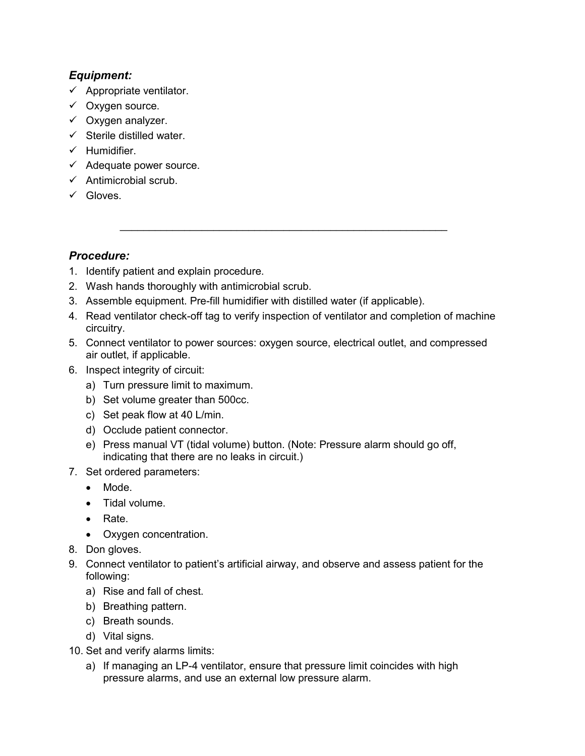### *Equipment:*

- ✓ Appropriate ventilator.
- ✓ Oxygen source.
- ✓ Oxygen analyzer.
- ✓ Sterile distilled water.
- ✓ Humidifier.
- ✓ Adequate power source.
- ✓ Antimicrobial scrub.
- ✓ Gloves.

---

### *Procedure:*

1. Identify patient and explain procedure.
2. Wash hands thoroughly with antimicrobial scrub.
3. Assemble equipment. Pre-fill humidifier with distilled water (if applicable).
4. Read ventilator check-off tag to verify inspection of ventilator and completion of machine circuitry.
5. Connect ventilator to power sources: oxygen source, electrical outlet, and compressed air outlet, if applicable.
6. Inspect integrity of circuit:
   a) Turn pressure limit to maximum.
   b) Set volume greater than 500cc.
   c) Set peak flow at 40 L/min.
   d) Occlude patient connector.
   e) Press manual VT (tidal volume) button. (Note: Pressure alarm should go off, indicating that there are no leaks in circuit.)
7. Set ordered parameters:
   - Mode.
   - Tidal volume.
   - Rate.
   - Oxygen concentration.
8. Don gloves.
9. Connect ventilator to patient's artificial airway, and observe and assess patient for the following:
   a) Rise and fall of chest.
   b) Breathing pattern.
   c) Breath sounds.
   d) Vital signs.
10. Set and verify alarms limits:
    a) If managing an LP-4 ventilator, ensure that pressure limit coincides with high pressure alarms, and use an external low pressure alarm.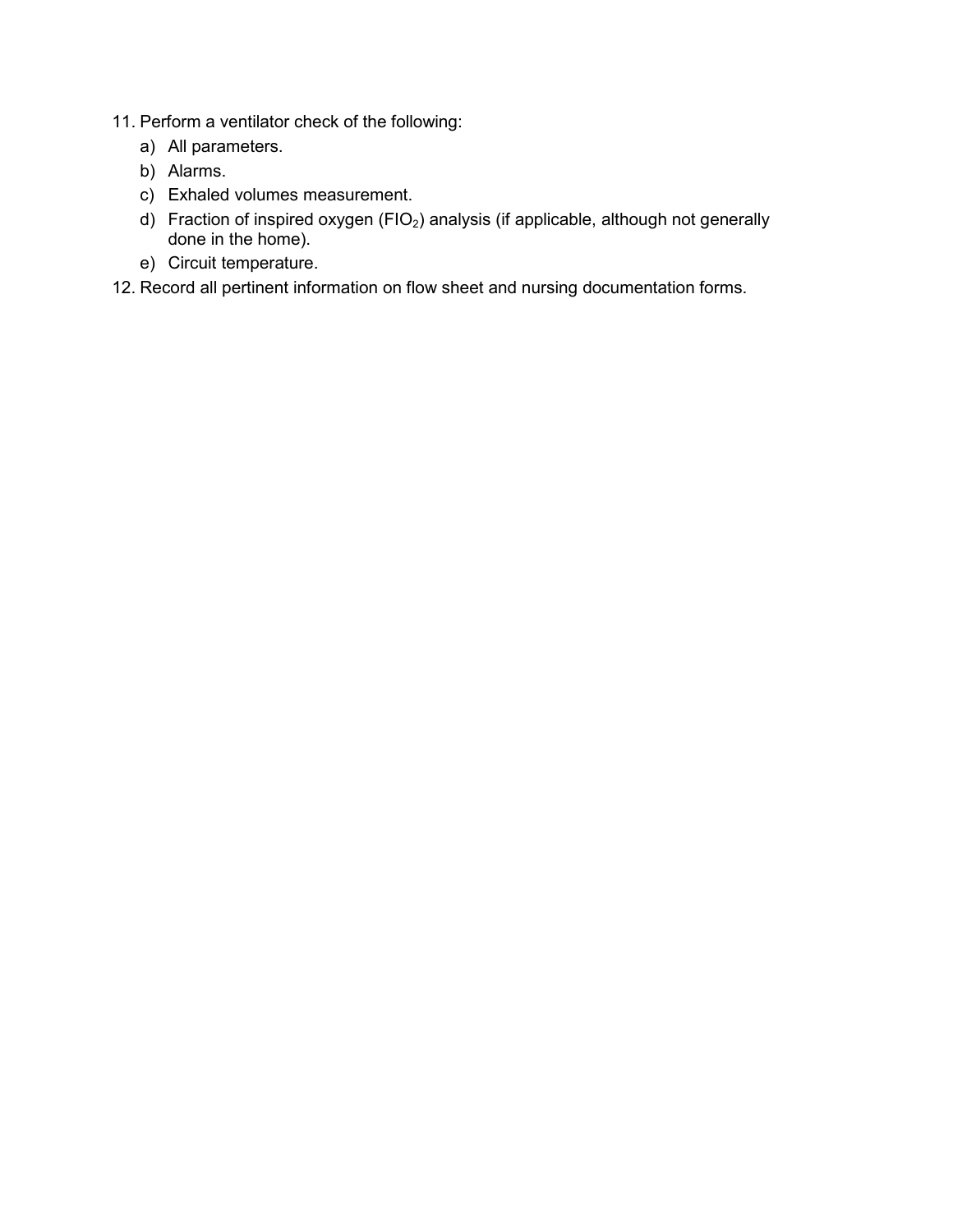11. Perform a ventilator check of the following:
    a) All parameters.
    b) Alarms.
    c) Exhaled volumes measurement.
    d) Fraction of inspired oxygen ($FIO_2$) analysis (if applicable, although not generally done in the home).
    e) Circuit temperature.
12. Record all pertinent information on flow sheet and nursing documentation forms.